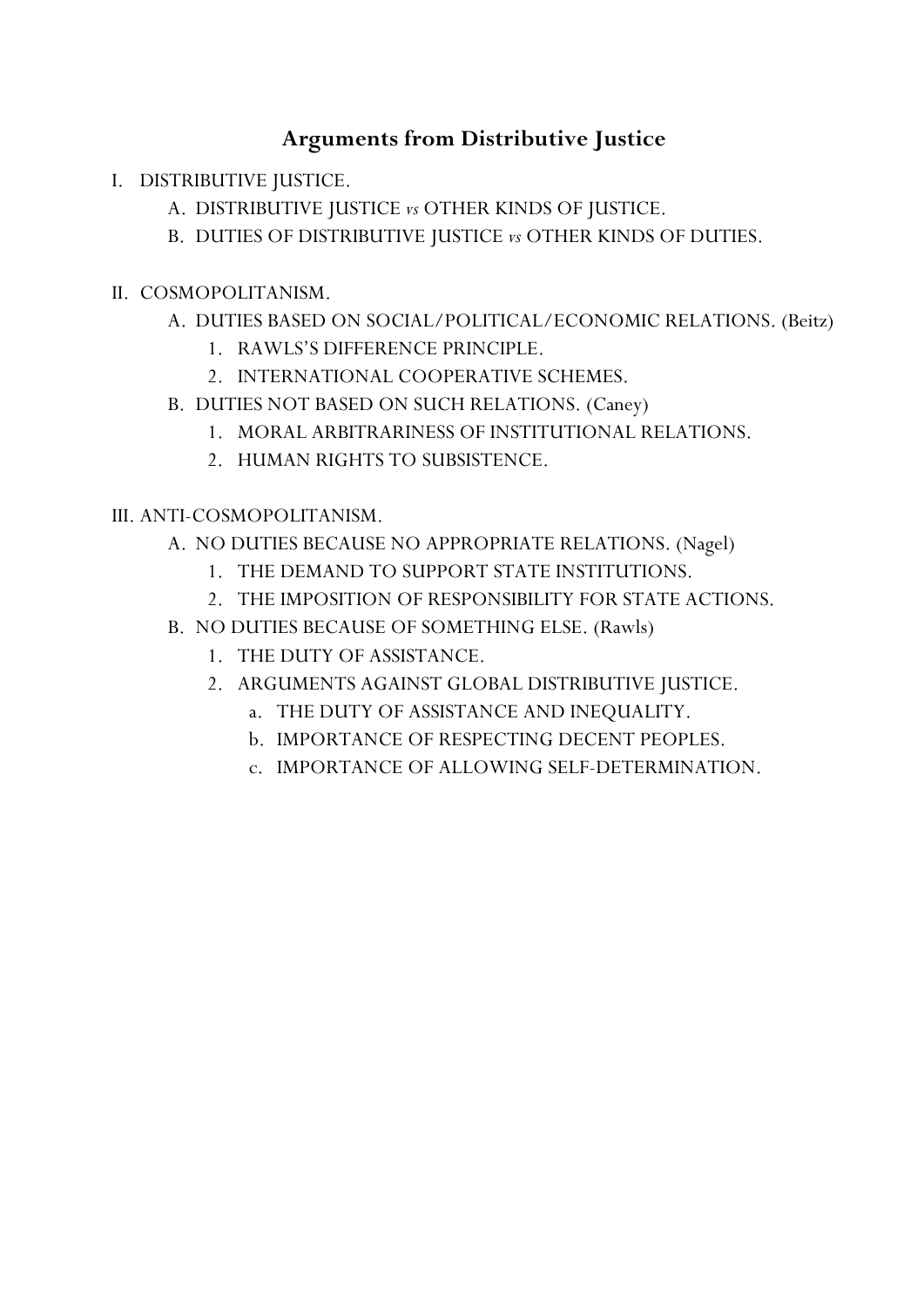# Arguments from Distributive Justice

- I. DISTRIBUTIVE JUSTICE.
  - A. DISTRIBUTIVE JUSTICE *vs* OTHER KINDS OF JUSTICE.
  - B. DUTIES OF DISTRIBUTIVE JUSTICE *vs* OTHER KINDS OF DUTIES.

- II. COSMOPOLITANISM.
  - A. DUTIES BASED ON SOCIAL/POLITICAL/ECONOMIC RELATIONS. (Beitz)
    - 1. RAWLS'S DIFFERENCE PRINCIPLE.
    - 2. INTERNATIONAL COOPERATIVE SCHEMES.
  - B. DUTIES NOT BASED ON SUCH RELATIONS. (Caney)
    - 1. MORAL ARBITRARINESS OF INSTITUTIONAL RELATIONS.
    - 2. HUMAN RIGHTS TO SUBSISTENCE.

- III. ANTI-COSMOPOLITANISM.
  - A. NO DUTIES BECAUSE NO APPROPRIATE RELATIONS. (Nagel)
    - 1. THE DEMAND TO SUPPORT STATE INSTITUTIONS.
    - 2. THE IMPOSITION OF RESPONSIBILITY FOR STATE ACTIONS.
  - B. NO DUTIES BECAUSE OF SOMETHING ELSE. (Rawls)
    - 1. THE DUTY OF ASSISTANCE.
    - 2. ARGUMENTS AGAINST GLOBAL DISTRIBUTIVE JUSTICE.
      - a. THE DUTY OF ASSISTANCE AND INEQUALITY.
      - b. IMPORTANCE OF RESPECTING DECENT PEOPLES.
      - c. IMPORTANCE OF ALLOWING SELF-DETERMINATION.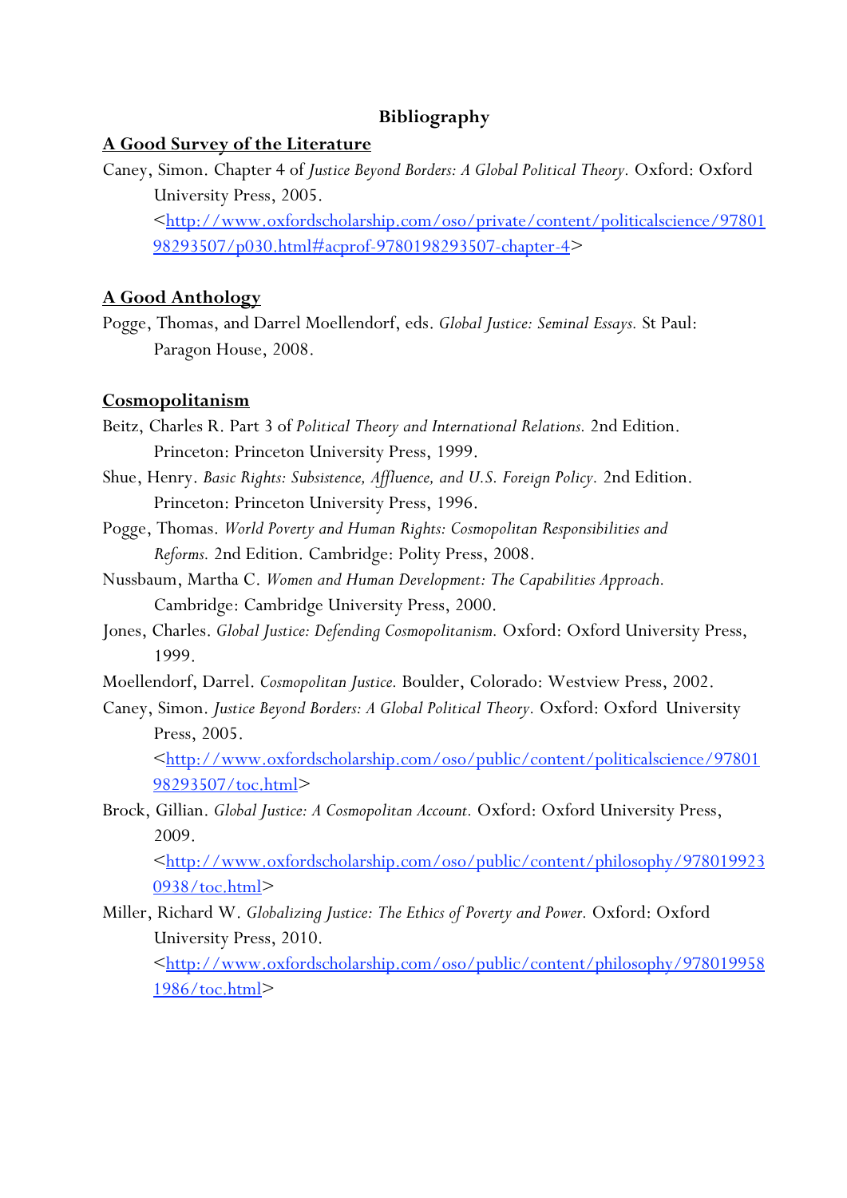# Bibliography

## A Good Survey of the Literature

Caney, Simon. Chapter 4 of *Justice Beyond Borders: A Global Political Theory*. Oxford: Oxford University Press, 2005. <http://www.oxfordscholarship.com/oso/private/content/politicalscience/9780198293507/p030.html#acprof-9780198293507-chapter-4>

## A Good Anthology

Pogge, Thomas, and Darrel Moellendorf, eds. *Global Justice: Seminal Essays*. St Paul: Paragon House, 2008.

## Cosmopolitanism

Beitz, Charles R. Part 3 of *Political Theory and International Relations*. 2nd Edition. Princeton: Princeton University Press, 1999.

Shue, Henry. *Basic Rights: Subsistence, Affluence, and U.S. Foreign Policy*. 2nd Edition. Princeton: Princeton University Press, 1996.

Pogge, Thomas. *World Poverty and Human Rights: Cosmopolitan Responsibilities and Reforms*. 2nd Edition. Cambridge: Polity Press, 2008.

Nussbaum, Martha C. *Women and Human Development: The Capabilities Approach*. Cambridge: Cambridge University Press, 2000.

Jones, Charles. *Global Justice: Defending Cosmopolitanism*. Oxford: Oxford University Press, 1999.

Moellendorf, Darrel. *Cosmopolitan Justice*. Boulder, Colorado: Westview Press, 2002.

Caney, Simon. *Justice Beyond Borders: A Global Political Theory*. Oxford: Oxford University Press, 2005. <http://www.oxfordscholarship.com/oso/public/content/politicalscience/9780198293507/toc.html>

Brock, Gillian. *Global Justice: A Cosmopolitan Account*. Oxford: Oxford University Press, 2009. <http://www.oxfordscholarship.com/oso/public/content/philosophy/9780199230938/toc.html>

Miller, Richard W. *Globalizing Justice: The Ethics of Poverty and Power*. Oxford: Oxford University Press, 2010. <http://www.oxfordscholarship.com/oso/public/content/philosophy/9780199581986/toc.html>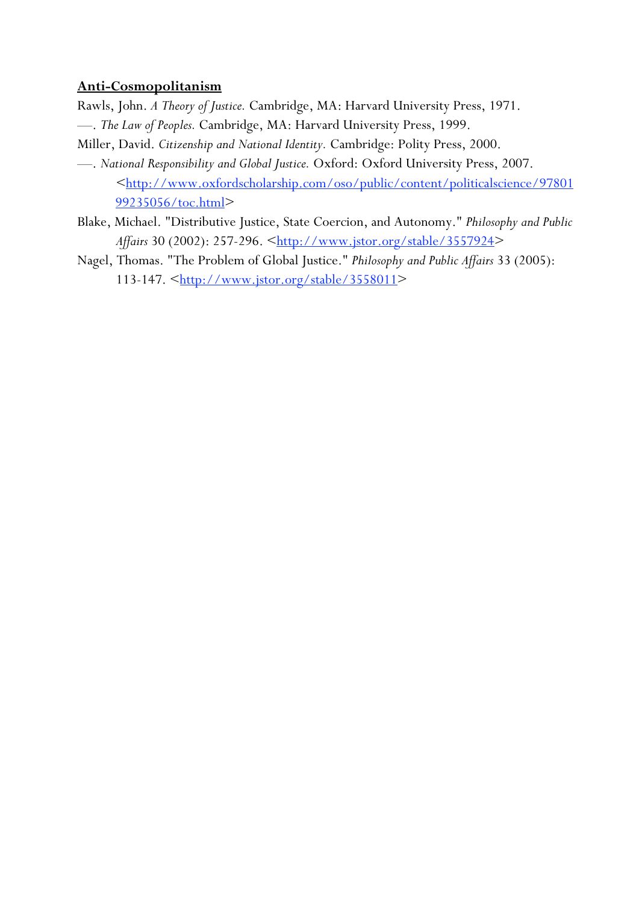**Anti-Cosmopolitanism**

Rawls, John. *A Theory of Justice.* Cambridge, MA: Harvard University Press, 1971.

—. *The Law of Peoples.* Cambridge, MA: Harvard University Press, 1999.

Miller, David. *Citizenship and National Identity.* Cambridge: Polity Press, 2000.

—. *National Responsibility and Global Justice.* Oxford: Oxford University Press, 2007. <http://www.oxfordscholarship.com/oso/public/content/politicalscience/9780199235056/toc.html>

Blake, Michael. "Distributive Justice, State Coercion, and Autonomy." *Philosophy and Public Affairs* 30 (2002): 257-296. <http://www.jstor.org/stable/3557924>

Nagel, Thomas. "The Problem of Global Justice." *Philosophy and Public Affairs* 33 (2005): 113-147. <http://www.jstor.org/stable/3558011>